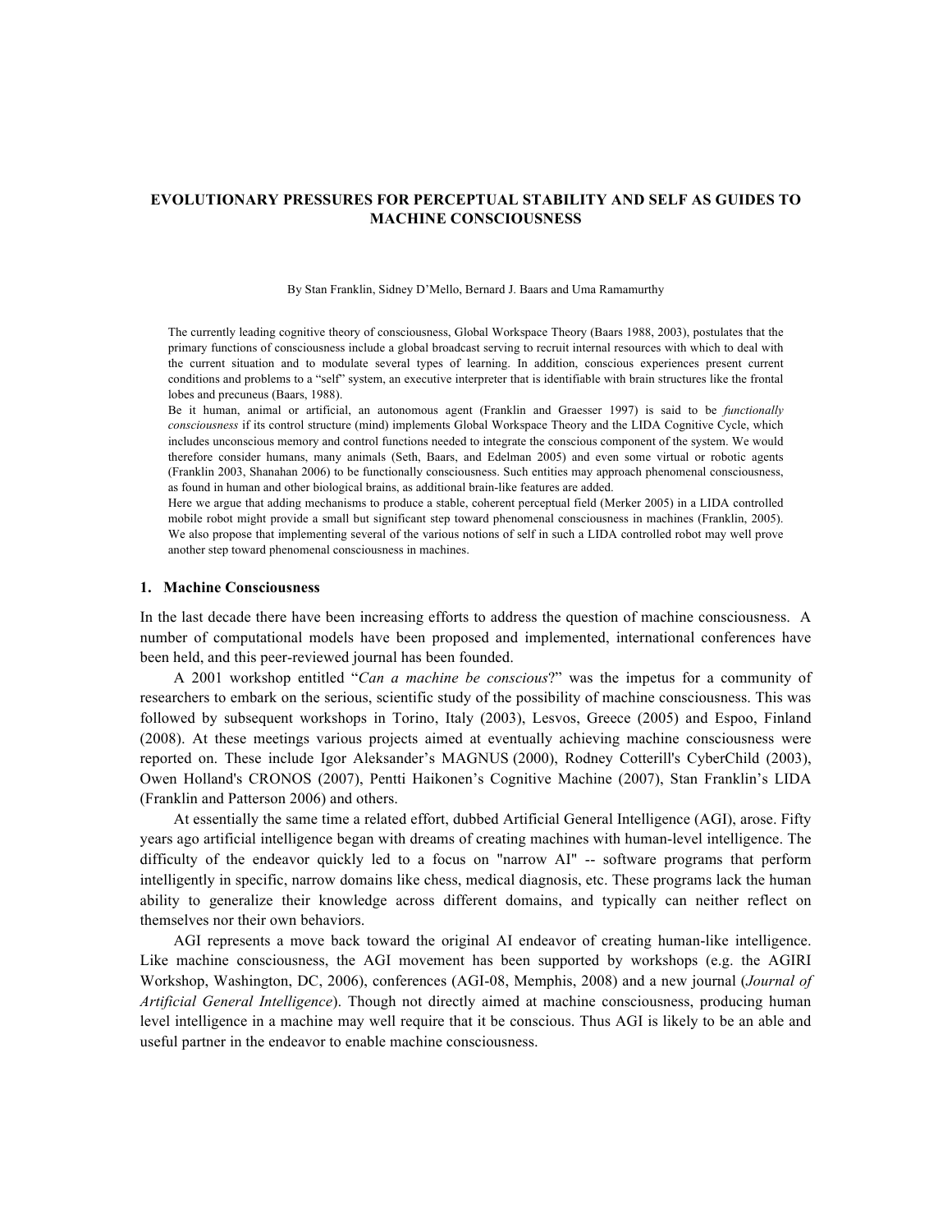# EVOLUTIONARY PRESSURES FOR PERCEPTUAL STABILITY AND SELF AS GUIDES TO MACHINE CONSCIOUSNESS

By Stan Franklin, Sidney D'Mello, Bernard J. Baars and Uma Ramamurthy

The currently leading cognitive theory of consciousness, Global Workspace Theory (Baars 1988, 2003), postulates that the primary functions of consciousness include a global broadcast serving to recruit internal resources with which to deal with the current situation and to modulate several types of learning. In addition, conscious experiences present current conditions and problems to a "self" system, an executive interpreter that is identifiable with brain structures like the frontal lobes and precuneus (Baars, 1988).

Be it human, animal or artificial, an autonomous agent (Franklin and Graesser 1997) is said to be *functionally consciousness* if its control structure (mind) implements Global Workspace Theory and the LIDA Cognitive Cycle, which includes unconscious memory and control functions needed to integrate the conscious component of the system. We would therefore consider humans, many animals (Seth, Baars, and Edelman 2005) and even some virtual or robotic agents (Franklin 2003, Shanahan 2006) to be functionally consciousness. Such entities may approach phenomenal consciousness, as found in human and other biological brains, as additional brain-like features are added.

Here we argue that adding mechanisms to produce a stable, coherent perceptual field (Merker 2005) in a LIDA controlled mobile robot might provide a small but significant step toward phenomenal consciousness in machines (Franklin, 2005). We also propose that implementing several of the various notions of self in such a LIDA controlled robot may well prove another step toward phenomenal consciousness in machines.

## 1. Machine Consciousness

In the last decade there have been increasing efforts to address the question of machine consciousness. A number of computational models have been proposed and implemented, international conferences have been held, and this peer-reviewed journal has been founded.

A 2001 workshop entitled "*Can a machine be conscious*?" was the impetus for a community of researchers to embark on the serious, scientific study of the possibility of machine consciousness. This was followed by subsequent workshops in Torino, Italy (2003), Lesvos, Greece (2005) and Espoo, Finland (2008). At these meetings various projects aimed at eventually achieving machine consciousness were reported on. These include Igor Aleksander's MAGNUS (2000), Rodney Cotterill's CyberChild (2003), Owen Holland's CRONOS (2007), Pentti Haikonen's Cognitive Machine (2007), Stan Franklin's LIDA (Franklin and Patterson 2006) and others.

At essentially the same time a related effort, dubbed Artificial General Intelligence (AGI), arose. Fifty years ago artificial intelligence began with dreams of creating machines with human-level intelligence. The difficulty of the endeavor quickly led to a focus on "narrow AI" -- software programs that perform intelligently in specific, narrow domains like chess, medical diagnosis, etc. These programs lack the human ability to generalize their knowledge across different domains, and typically can neither reflect on themselves nor their own behaviors.

AGI represents a move back toward the original AI endeavor of creating human-like intelligence. Like machine consciousness, the AGI movement has been supported by workshops (e.g. the AGIRI Workshop, Washington, DC, 2006), conferences (AGI-08, Memphis, 2008) and a new journal (*Journal of Artificial General Intelligence*). Though not directly aimed at machine consciousness, producing human level intelligence in a machine may well require that it be conscious. Thus AGI is likely to be an able and useful partner in the endeavor to enable machine consciousness.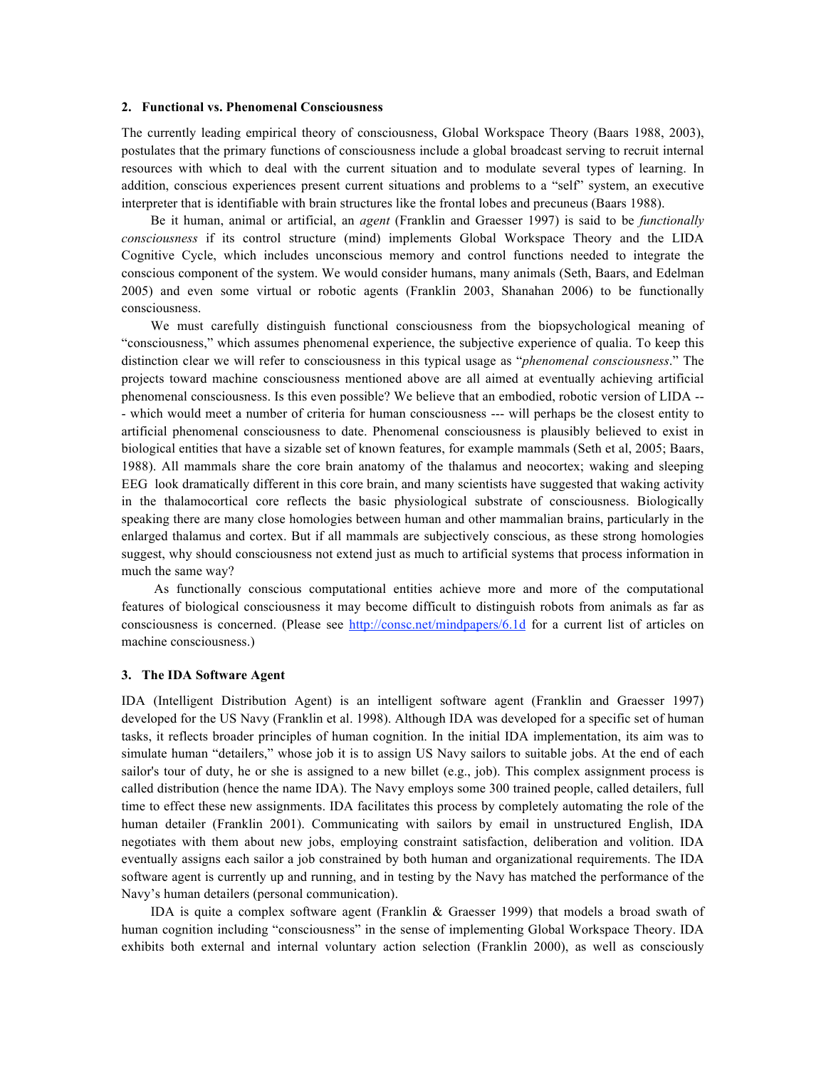### 2. Functional vs. Phenomenal Consciousness

The currently leading empirical theory of consciousness, Global Workspace Theory (Baars 1988, 2003), postulates that the primary functions of consciousness include a global broadcast serving to recruit internal resources with which to deal with the current situation and to modulate several types of learning. In addition, conscious experiences present current situations and problems to a "self" system, an executive interpreter that is identifiable with brain structures like the frontal lobes and precuneus (Baars 1988).

Be it human, animal or artificial, an *agent* (Franklin and Graesser 1997) is said to be *functionally consciousness* if its control structure (mind) implements Global Workspace Theory and the LIDA Cognitive Cycle, which includes unconscious memory and control functions needed to integrate the conscious component of the system. We would consider humans, many animals (Seth, Baars, and Edelman 2005) and even some virtual or robotic agents (Franklin 2003, Shanahan 2006) to be functionally consciousness.

We must carefully distinguish functional consciousness from the biopsychological meaning of "consciousness," which assumes phenomenal experience, the subjective experience of qualia. To keep this distinction clear we will refer to consciousness in this typical usage as "*phenomenal consciousness*." The projects toward machine consciousness mentioned above are all aimed at eventually achieving artificial phenomenal consciousness. Is this even possible? We believe that an embodied, robotic version of LIDA --- which would meet a number of criteria for human consciousness --- will perhaps be the closest entity to artificial phenomenal consciousness to date. Phenomenal consciousness is plausibly believed to exist in biological entities that have a sizable set of known features, for example mammals (Seth et al, 2005; Baars, 1988). All mammals share the core brain anatomy of the thalamus and neocortex; waking and sleeping EEG look dramatically different in this core brain, and many scientists have suggested that waking activity in the thalamocortical core reflects the basic physiological substrate of consciousness. Biologically speaking there are many close homologies between human and other mammalian brains, particularly in the enlarged thalamus and cortex. But if all mammals are subjectively conscious, as these strong homologies suggest, why should consciousness not extend just as much to artificial systems that process information in much the same way?

As functionally conscious computational entities achieve more and more of the computational features of biological consciousness it may become difficult to distinguish robots from animals as far as consciousness is concerned. (Please see http://consc.net/mindpapers/6.1d for a current list of articles on machine consciousness.)

### 3. The IDA Software Agent

IDA (Intelligent Distribution Agent) is an intelligent software agent (Franklin and Graesser 1997) developed for the US Navy (Franklin et al. 1998). Although IDA was developed for a specific set of human tasks, it reflects broader principles of human cognition. In the initial IDA implementation, its aim was to simulate human "detailers," whose job it is to assign US Navy sailors to suitable jobs. At the end of each sailor's tour of duty, he or she is assigned to a new billet (e.g., job). This complex assignment process is called distribution (hence the name IDA). The Navy employs some 300 trained people, called detailers, full time to effect these new assignments. IDA facilitates this process by completely automating the role of the human detailer (Franklin 2001). Communicating with sailors by email in unstructured English, IDA negotiates with them about new jobs, employing constraint satisfaction, deliberation and volition. IDA eventually assigns each sailor a job constrained by both human and organizational requirements. The IDA software agent is currently up and running, and in testing by the Navy has matched the performance of the Navy's human detailers (personal communication).

IDA is quite a complex software agent (Franklin & Graesser 1999) that models a broad swath of human cognition including "consciousness" in the sense of implementing Global Workspace Theory. IDA exhibits both external and internal voluntary action selection (Franklin 2000), as well as consciously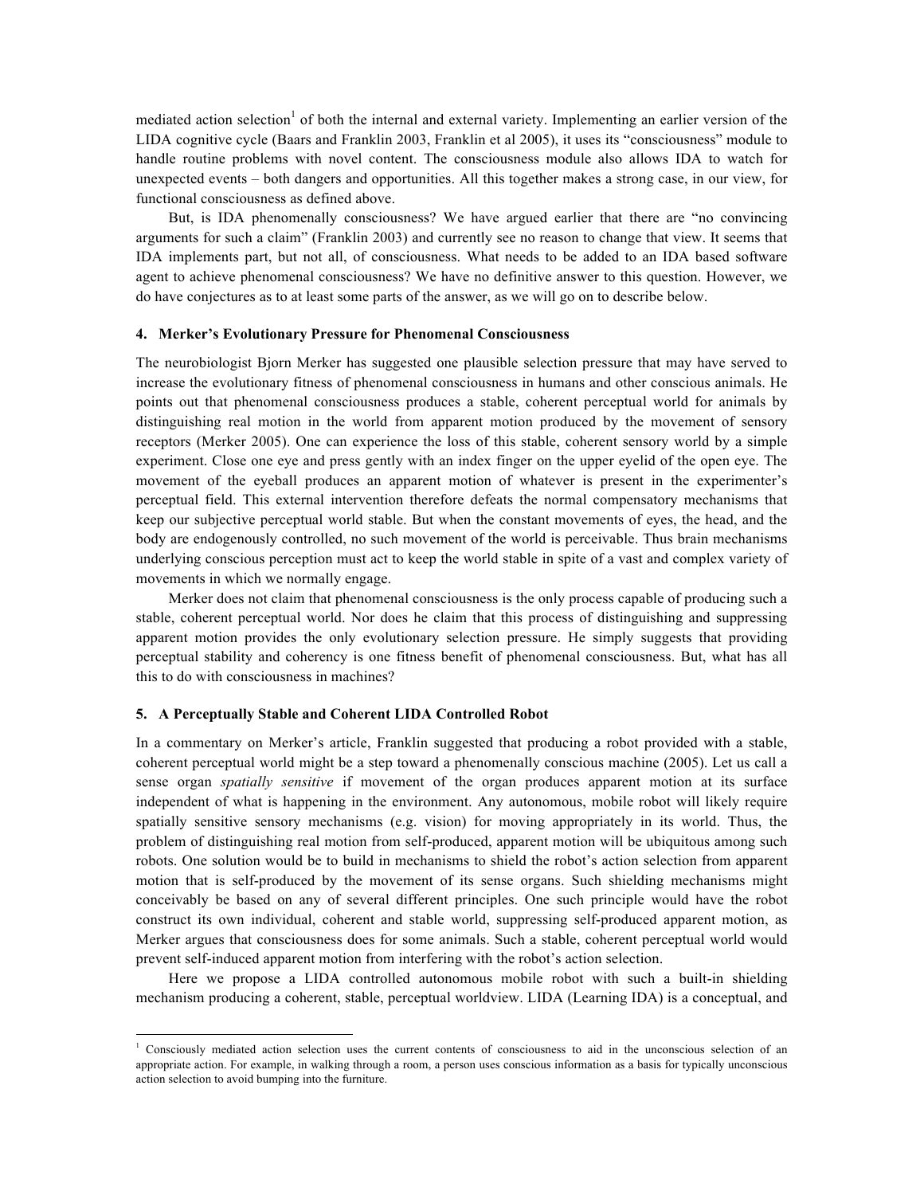mediated action selection[1] of both the internal and external variety. Implementing an earlier version of the LIDA cognitive cycle (Baars and Franklin 2003, Franklin et al 2005), it uses its "consciousness" module to handle routine problems with novel content. The consciousness module also allows IDA to watch for unexpected events – both dangers and opportunities. All this together makes a strong case, in our view, for functional consciousness as defined above.

But, is IDA phenomenally consciousness? We have argued earlier that there are "no convincing arguments for such a claim" (Franklin 2003) and currently see no reason to change that view. It seems that IDA implements part, but not all, of consciousness. What needs to be added to an IDA based software agent to achieve phenomenal consciousness? We have no definitive answer to this question. However, we do have conjectures as to at least some parts of the answer, as we will go on to describe below.

#### 4. Merker's Evolutionary Pressure for Phenomenal Consciousness

The neurobiologist Bjorn Merker has suggested one plausible selection pressure that may have served to increase the evolutionary fitness of phenomenal consciousness in humans and other conscious animals. He points out that phenomenal consciousness produces a stable, coherent perceptual world for animals by distinguishing real motion in the world from apparent motion produced by the movement of sensory receptors (Merker 2005). One can experience the loss of this stable, coherent sensory world by a simple experiment. Close one eye and press gently with an index finger on the upper eyelid of the open eye. The movement of the eyeball produces an apparent motion of whatever is present in the experimenter's perceptual field. This external intervention therefore defeats the normal compensatory mechanisms that keep our subjective perceptual world stable. But when the constant movements of eyes, the head, and the body are endogenously controlled, no such movement of the world is perceivable. Thus brain mechanisms underlying conscious perception must act to keep the world stable in spite of a vast and complex variety of movements in which we normally engage.

Merker does not claim that phenomenal consciousness is the only process capable of producing such a stable, coherent perceptual world. Nor does he claim that this process of distinguishing and suppressing apparent motion provides the only evolutionary selection pressure. He simply suggests that providing perceptual stability and coherency is one fitness benefit of phenomenal consciousness. But, what has all this to do with consciousness in machines?

#### 5. A Perceptually Stable and Coherent LIDA Controlled Robot

In a commentary on Merker's article, Franklin suggested that producing a robot provided with a stable, coherent perceptual world might be a step toward a phenomenally conscious machine (2005). Let us call a sense organ *spatially sensitive* if movement of the organ produces apparent motion at its surface independent of what is happening in the environment. Any autonomous, mobile robot will likely require spatially sensitive sensory mechanisms (e.g. vision) for moving appropriately in its world. Thus, the problem of distinguishing real motion from self-produced, apparent motion will be ubiquitous among such robots. One solution would be to build in mechanisms to shield the robot's action selection from apparent motion that is self-produced by the movement of its sense organs. Such shielding mechanisms might conceivably be based on any of several different principles. One such principle would have the robot construct its own individual, coherent and stable world, suppressing self-produced apparent motion, as Merker argues that consciousness does for some animals. Such a stable, coherent perceptual world would prevent self-induced apparent motion from interfering with the robot's action selection.

Here we propose a LIDA controlled autonomous mobile robot with such a built-in shielding mechanism producing a coherent, stable, perceptual worldview. LIDA (Learning IDA) is a conceptual, and

---

[1] Consciously mediated action selection uses the current contents of consciousness to aid in the unconscious selection of an appropriate action. For example, in walking through a room, a person uses conscious information as a basis for typically unconscious action selection to avoid bumping into the furniture.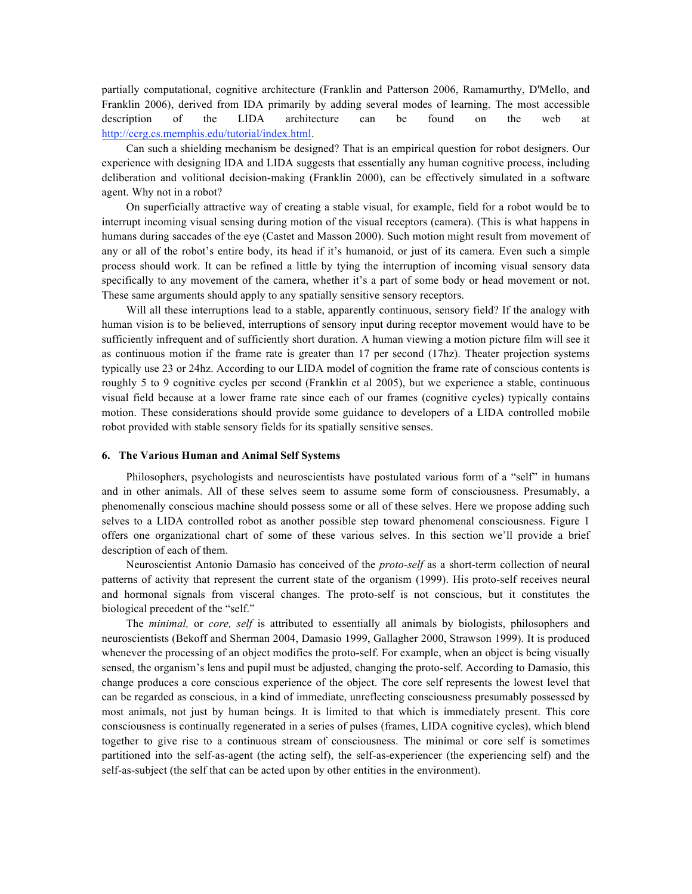partially computational, cognitive architecture (Franklin and Patterson 2006, Ramamurthy, D'Mello, and Franklin 2006), derived from IDA primarily by adding several modes of learning. The most accessible description of the LIDA architecture can be found on the web at http://ccrg.cs.memphis.edu/tutorial/index.html.

Can such a shielding mechanism be designed? That is an empirical question for robot designers. Our experience with designing IDA and LIDA suggests that essentially any human cognitive process, including deliberation and volitional decision-making (Franklin 2000), can be effectively simulated in a software agent. Why not in a robot?

On superficially attractive way of creating a stable visual, for example, field for a robot would be to interrupt incoming visual sensing during motion of the visual receptors (camera). (This is what happens in humans during saccades of the eye (Castet and Masson 2000). Such motion might result from movement of any or all of the robot's entire body, its head if it's humanoid, or just of its camera. Even such a simple process should work. It can be refined a little by tying the interruption of incoming visual sensory data specifically to any movement of the camera, whether it's a part of some body or head movement or not. These same arguments should apply to any spatially sensitive sensory receptors.

Will all these interruptions lead to a stable, apparently continuous, sensory field? If the analogy with human vision is to be believed, interruptions of sensory input during receptor movement would have to be sufficiently infrequent and of sufficiently short duration. A human viewing a motion picture film will see it as continuous motion if the frame rate is greater than 17 per second (17hz). Theater projection systems typically use 23 or 24hz. According to our LIDA model of cognition the frame rate of conscious contents is roughly 5 to 9 cognitive cycles per second (Franklin et al 2005), but we experience a stable, continuous visual field because at a lower frame rate since each of our frames (cognitive cycles) typically contains motion. These considerations should provide some guidance to developers of a LIDA controlled mobile robot provided with stable sensory fields for its spatially sensitive senses.

### 6. The Various Human and Animal Self Systems

Philosophers, psychologists and neuroscientists have postulated various form of a "self" in humans and in other animals. All of these selves seem to assume some form of consciousness. Presumably, a phenomenally conscious machine should possess some or all of these selves. Here we propose adding such selves to a LIDA controlled robot as another possible step toward phenomenal consciousness. Figure 1 offers one organizational chart of some of these various selves. In this section we'll provide a brief description of each of them.

Neuroscientist Antonio Damasio has conceived of the *proto-self* as a short-term collection of neural patterns of activity that represent the current state of the organism (1999). His proto-self receives neural and hormonal signals from visceral changes. The proto-self is not conscious, but it constitutes the biological precedent of the "self."

The *minimal,* or *core, self* is attributed to essentially all animals by biologists, philosophers and neuroscientists (Bekoff and Sherman 2004, Damasio 1999, Gallagher 2000, Strawson 1999). It is produced whenever the processing of an object modifies the proto-self. For example, when an object is being visually sensed, the organism's lens and pupil must be adjusted, changing the proto-self. According to Damasio, this change produces a core conscious experience of the object. The core self represents the lowest level that can be regarded as conscious, in a kind of immediate, unreflecting consciousness presumably possessed by most animals, not just by human beings. It is limited to that which is immediately present. This core consciousness is continually regenerated in a series of pulses (frames, LIDA cognitive cycles), which blend together to give rise to a continuous stream of consciousness. The minimal or core self is sometimes partitioned into the self-as-agent (the acting self), the self-as-experiencer (the experiencing self) and the self-as-subject (the self that can be acted upon by other entities in the environment).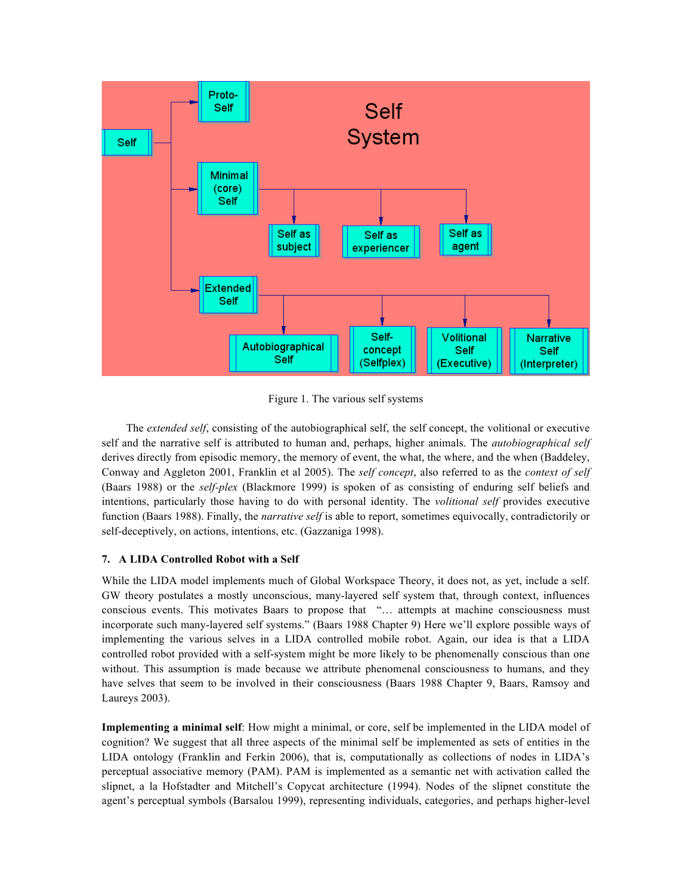Figure 1. The various self systems

The *extended self*, consisting of the autobiographical self, the self concept, the volitional or executive self and the narrative self is attributed to human and, perhaps, higher animals. The *autobiographical self* derives directly from episodic memory, the memory of event, the what, the where, and the when (Baddeley, Conway and Aggleton 2001, Franklin et al 2005). The *self concept*, also referred to as the *context of self* (Baars 1988) or the *self-plex* (Blackmore 1999) is spoken of as consisting of enduring self beliefs and intentions, particularly those having to do with personal identity. The *volitional self* provides executive function (Baars 1988). Finally, the *narrative self* is able to report, sometimes equivocally, contradictorily or self-deceptively, on actions, intentions, etc. (Gazzaniga 1998).

### 7. A LIDA Controlled Robot with a Self

While the LIDA model implements much of Global Workspace Theory, it does not, as yet, include a self. GW theory postulates a mostly unconscious, many-layered self system that, through context, influences conscious events. This motivates Baars to propose that "… attempts at machine consciousness must incorporate such many-layered self systems." (Baars 1988 Chapter 9) Here we'll explore possible ways of implementing the various selves in a LIDA controlled mobile robot. Again, our idea is that a LIDA controlled robot provided with a self-system might be more likely to be phenomenally conscious than one without. This assumption is made because we attribute phenomenal consciousness to humans, and they have selves that seem to be involved in their consciousness (Baars 1988 Chapter 9, Baars, Ramsoy and Laureys 2003).

**Implementing a minimal self**: How might a minimal, or core, self be implemented in the LIDA model of cognition? We suggest that all three aspects of the minimal self be implemented as sets of entities in the LIDA ontology (Franklin and Ferkin 2006), that is, computationally as collections of nodes in LIDA's perceptual associative memory (PAM). PAM is implemented as a semantic net with activation called the slipnet, a la Hofstadter and Mitchell's Copycat architecture (1994). Nodes of the slipnet constitute the agent's perceptual symbols (Barsalou 1999), representing individuals, categories, and perhaps higher-level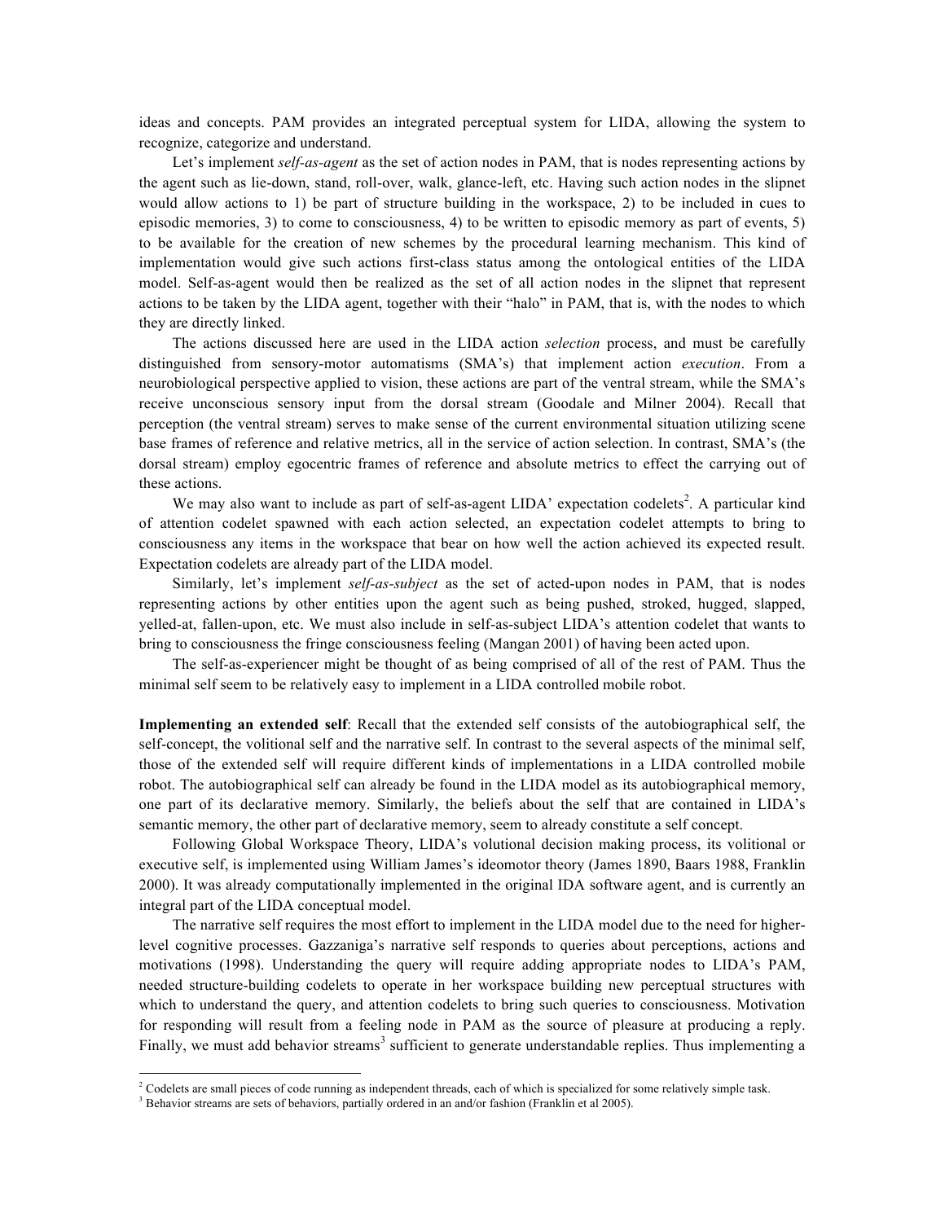ideas and concepts. PAM provides an integrated perceptual system for LIDA, allowing the system to recognize, categorize and understand.

Let's implement *self-as-agent* as the set of action nodes in PAM, that is nodes representing actions by the agent such as lie-down, stand, roll-over, walk, glance-left, etc. Having such action nodes in the slipnet would allow actions to 1) be part of structure building in the workspace, 2) to be included in cues to episodic memories, 3) to come to consciousness, 4) to be written to episodic memory as part of events, 5) to be available for the creation of new schemes by the procedural learning mechanism. This kind of implementation would give such actions first-class status among the ontological entities of the LIDA model. Self-as-agent would then be realized as the set of all action nodes in the slipnet that represent actions to be taken by the LIDA agent, together with their "halo" in PAM, that is, with the nodes to which they are directly linked.

The actions discussed here are used in the LIDA action *selection* process, and must be carefully distinguished from sensory-motor automatisms (SMA's) that implement action *execution*. From a neurobiological perspective applied to vision, these actions are part of the ventral stream, while the SMA's receive unconscious sensory input from the dorsal stream (Goodale and Milner 2004). Recall that perception (the ventral stream) serves to make sense of the current environmental situation utilizing scene base frames of reference and relative metrics, all in the service of action selection. In contrast, SMA's (the dorsal stream) employ egocentric frames of reference and absolute metrics to effect the carrying out of these actions.

We may also want to include as part of self-as-agent LIDA' expectation codelets[2]. A particular kind of attention codelet spawned with each action selected, an expectation codelet attempts to bring to consciousness any items in the workspace that bear on how well the action achieved its expected result. Expectation codelets are already part of the LIDA model.

Similarly, let's implement *self-as-subject* as the set of acted-upon nodes in PAM, that is nodes representing actions by other entities upon the agent such as being pushed, stroked, hugged, slapped, yelled-at, fallen-upon, etc. We must also include in self-as-subject LIDA's attention codelet that wants to bring to consciousness the fringe consciousness feeling (Mangan 2001) of having been acted upon.

The self-as-experiencer might be thought of as being comprised of all of the rest of PAM. Thus the minimal self seem to be relatively easy to implement in a LIDA controlled mobile robot.

**Implementing an extended self**: Recall that the extended self consists of the autobiographical self, the self-concept, the volitional self and the narrative self. In contrast to the several aspects of the minimal self, those of the extended self will require different kinds of implementations in a LIDA controlled mobile robot. The autobiographical self can already be found in the LIDA model as its autobiographical memory, one part of its declarative memory. Similarly, the beliefs about the self that are contained in LIDA's semantic memory, the other part of declarative memory, seem to already constitute a self concept.

Following Global Workspace Theory, LIDA's volutional decision making process, its volitional or executive self, is implemented using William James's ideomotor theory (James 1890, Baars 1988, Franklin 2000). It was already computationally implemented in the original IDA software agent, and is currently an integral part of the LIDA conceptual model.

The narrative self requires the most effort to implement in the LIDA model due to the need for higher-level cognitive processes. Gazzaniga's narrative self responds to queries about perceptions, actions and motivations (1998). Understanding the query will require adding appropriate nodes to LIDA's PAM, needed structure-building codelets to operate in her workspace building new perceptual structures with which to understand the query, and attention codelets to bring such queries to consciousness. Motivation for responding will result from a feeling node in PAM as the source of pleasure at producing a reply. Finally, we must add behavior streams[3] sufficient to generate understandable replies. Thus implementing a

[2] Codelets are small pieces of code running as independent threads, each of which is specialized for some relatively simple task.

[3] Behavior streams are sets of behaviors, partially ordered in an and/or fashion (Franklin et al 2005).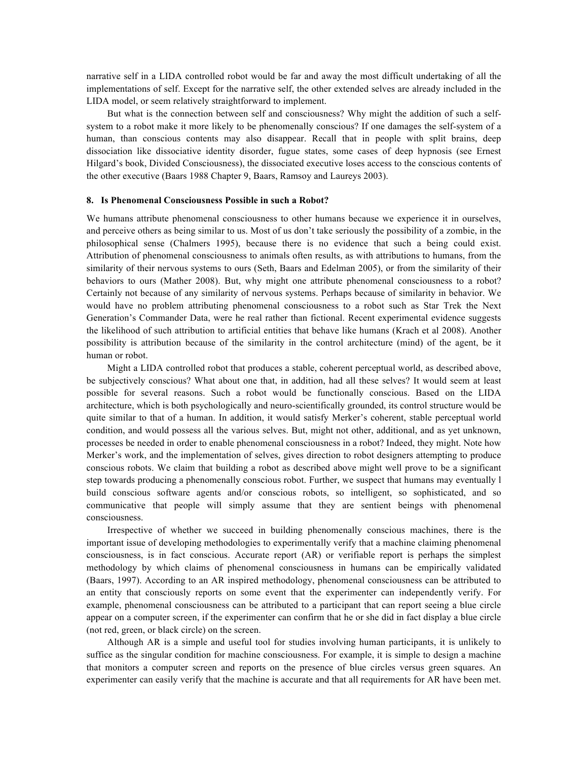narrative self in a LIDA controlled robot would be far and away the most difficult undertaking of all the implementations of self. Except for the narrative self, the other extended selves are already included in the LIDA model, or seem relatively straightforward to implement.

But what is the connection between self and consciousness? Why might the addition of such a self-system to a robot make it more likely to be phenomenally conscious? If one damages the self-system of a human, than conscious contents may also disappear. Recall that in people with split brains, deep dissociation like dissociative identity disorder, fugue states, some cases of deep hypnosis (see Ernest Hilgard's book, Divided Consciousness), the dissociated executive loses access to the conscious contents of the other executive (Baars 1988 Chapter 9, Baars, Ramsoy and Laureys 2003).

### 8. Is Phenomenal Consciousness Possible in such a Robot?

We humans attribute phenomenal consciousness to other humans because we experience it in ourselves, and perceive others as being similar to us. Most of us don't take seriously the possibility of a zombie, in the philosophical sense (Chalmers 1995), because there is no evidence that such a being could exist. Attribution of phenomenal consciousness to animals often results, as with attributions to humans, from the similarity of their nervous systems to ours (Seth, Baars and Edelman 2005), or from the similarity of their behaviors to ours (Mather 2008). But, why might one attribute phenomenal consciousness to a robot? Certainly not because of any similarity of nervous systems. Perhaps because of similarity in behavior. We would have no problem attributing phenomenal consciousness to a robot such as Star Trek the Next Generation's Commander Data, were he real rather than fictional. Recent experimental evidence suggests the likelihood of such attribution to artificial entities that behave like humans (Krach et al 2008). Another possibility is attribution because of the similarity in the control architecture (mind) of the agent, be it human or robot.

Might a LIDA controlled robot that produces a stable, coherent perceptual world, as described above, be subjectively conscious? What about one that, in addition, had all these selves? It would seem at least possible for several reasons. Such a robot would be functionally conscious. Based on the LIDA architecture, which is both psychologically and neuro-scientifically grounded, its control structure would be quite similar to that of a human. In addition, it would satisfy Merker's coherent, stable perceptual world condition, and would possess all the various selves. But, might not other, additional, and as yet unknown, processes be needed in order to enable phenomenal consciousness in a robot? Indeed, they might. Note how Merker's work, and the implementation of selves, gives direction to robot designers attempting to produce conscious robots. We claim that building a robot as described above might well prove to be a significant step towards producing a phenomenally conscious robot. Further, we suspect that humans may eventually l build conscious software agents and/or conscious robots, so intelligent, so sophisticated, and so communicative that people will simply assume that they are sentient beings with phenomenal consciousness.

Irrespective of whether we succeed in building phenomenally conscious machines, there is the important issue of developing methodologies to experimentally verify that a machine claiming phenomenal consciousness, is in fact conscious. Accurate report (AR) or verifiable report is perhaps the simplest methodology by which claims of phenomenal consciousness in humans can be empirically validated (Baars, 1997). According to an AR inspired methodology, phenomenal consciousness can be attributed to an entity that consciously reports on some event that the experimenter can independently verify. For example, phenomenal consciousness can be attributed to a participant that can report seeing a blue circle appear on a computer screen, if the experimenter can confirm that he or she did in fact display a blue circle (not red, green, or black circle) on the screen.

Although AR is a simple and useful tool for studies involving human participants, it is unlikely to suffice as the singular condition for machine consciousness. For example, it is simple to design a machine that monitors a computer screen and reports on the presence of blue circles versus green squares. An experimenter can easily verify that the machine is accurate and that all requirements for AR have been met.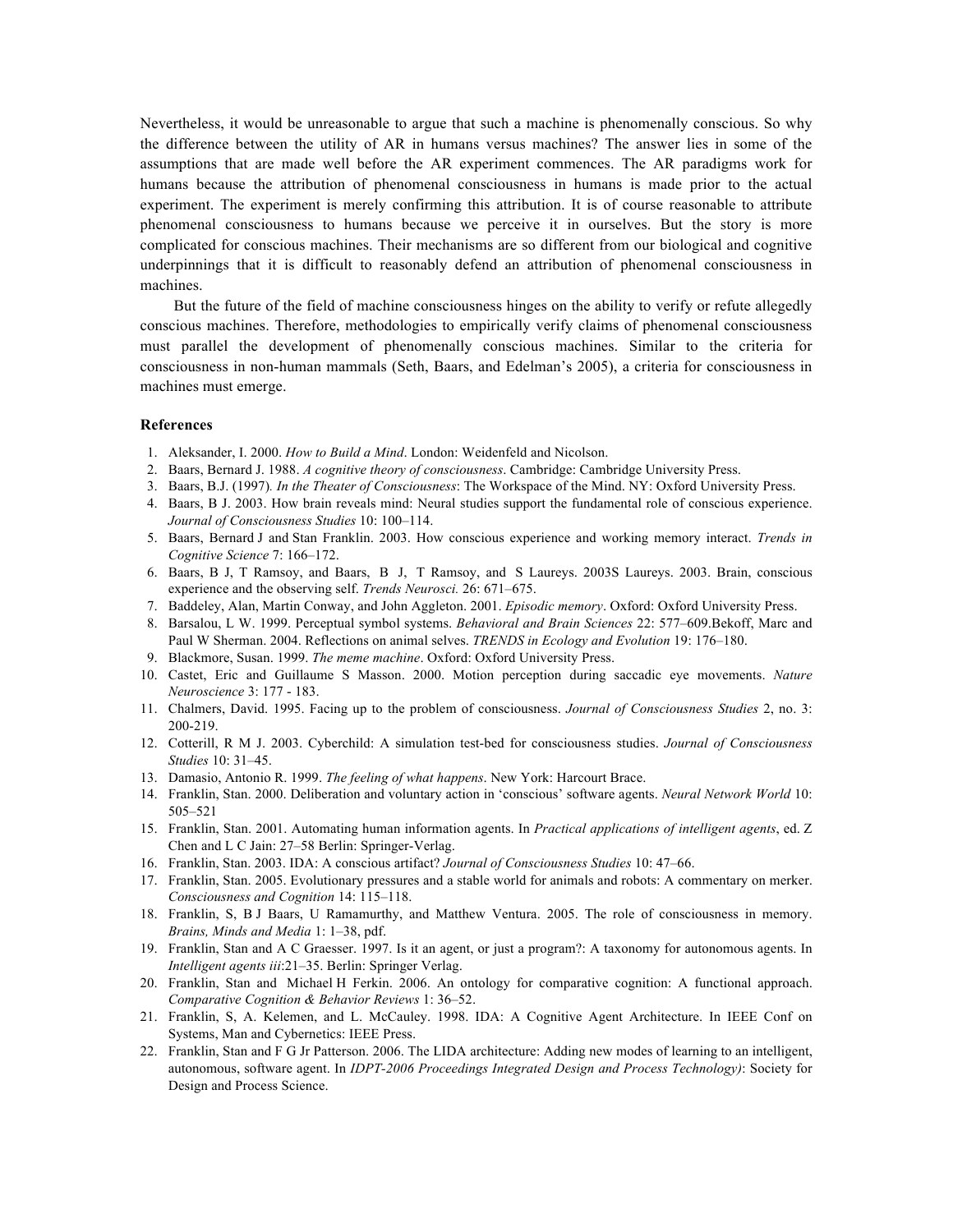Nevertheless, it would be unreasonable to argue that such a machine is phenomenally conscious. So why the difference between the utility of AR in humans versus machines? The answer lies in some of the assumptions that are made well before the AR experiment commences. The AR paradigms work for humans because the attribution of phenomenal consciousness in humans is made prior to the actual experiment. The experiment is merely confirming this attribution. It is of course reasonable to attribute phenomenal consciousness to humans because we perceive it in ourselves. But the story is more complicated for conscious machines. Their mechanisms are so different from our biological and cognitive underpinnings that it is difficult to reasonably defend an attribution of phenomenal consciousness in machines.

But the future of the field of machine consciousness hinges on the ability to verify or refute allegedly conscious machines. Therefore, methodologies to empirically verify claims of phenomenal consciousness must parallel the development of phenomenally conscious machines. Similar to the criteria for consciousness in non-human mammals (Seth, Baars, and Edelman's 2005), a criteria for consciousness in machines must emerge.

**References**

1. Aleksander, I. 2000. *How to Build a Mind*. London: Weidenfeld and Nicolson.
2. Baars, Bernard J. 1988. *A cognitive theory of consciousness*. Cambridge: Cambridge University Press.
3. Baars, B.J. (1997). *In the Theater of Consciousness*: The Workspace of the Mind. NY: Oxford University Press.
4. Baars, B J. 2003. How brain reveals mind: Neural studies support the fundamental role of conscious experience. *Journal of Consciousness Studies* 10: 100–114.
5. Baars, Bernard J and Stan Franklin. 2003. How conscious experience and working memory interact. *Trends in Cognitive Science* 7: 166–172.
6. Baars, B J, T Ramsoy, and Baars, B J, T Ramsoy, and S Laureys. 2003S Laureys. 2003. Brain, conscious experience and the observing self. *Trends Neurosci.* 26: 671–675.
7. Baddeley, Alan, Martin Conway, and John Aggleton. 2001. *Episodic memory*. Oxford: Oxford University Press.
8. Barsalou, L W. 1999. Perceptual symbol systems. *Behavioral and Brain Sciences* 22: 577–609.Bekoff, Marc and Paul W Sherman. 2004. Reflections on animal selves. *TRENDS in Ecology and Evolution* 19: 176–180.
9. Blackmore, Susan. 1999. *The meme machine*. Oxford: Oxford University Press.
10. Castet, Eric and Guillaume S Masson. 2000. Motion perception during saccadic eye movements. *Nature Neuroscience* 3: 177 - 183.
11. Chalmers, David. 1995. Facing up to the problem of consciousness. *Journal of Consciousness Studies* 2, no. 3: 200-219.
12. Cotterill, R M J. 2003. Cyberchild: A simulation test-bed for consciousness studies. *Journal of Consciousness Studies* 10: 31–45.
13. Damasio, Antonio R. 1999. *The feeling of what happens*. New York: Harcourt Brace.
14. Franklin, Stan. 2000. Deliberation and voluntary action in 'conscious' software agents. *Neural Network World* 10: 505–521
15. Franklin, Stan. 2001. Automating human information agents. In *Practical applications of intelligent agents*, ed. Z Chen and L C Jain: 27–58 Berlin: Springer-Verlag.
16. Franklin, Stan. 2003. IDA: A conscious artifact? *Journal of Consciousness Studies* 10: 47–66.
17. Franklin, Stan. 2005. Evolutionary pressures and a stable world for animals and robots: A commentary on merker. *Consciousness and Cognition* 14: 115–118.
18. Franklin, S, B J Baars, U Ramamurthy, and Matthew Ventura. 2005. The role of consciousness in memory. *Brains, Minds and Media* 1: 1–38, pdf.
19. Franklin, Stan and A C Graesser. 1997. Is it an agent, or just a program?: A taxonomy for autonomous agents. In *Intelligent agents iii*:21–35. Berlin: Springer Verlag.
20. Franklin, Stan and Michael H Ferkin. 2006. An ontology for comparative cognition: A functional approach. *Comparative Cognition & Behavior Reviews* 1: 36–52.
21. Franklin, S, A. Kelemen, and L. McCauley. 1998. IDA: A Cognitive Agent Architecture. In IEEE Conf on Systems, Man and Cybernetics: IEEE Press.
22. Franklin, Stan and F G Jr Patterson. 2006. The LIDA architecture: Adding new modes of learning to an intelligent, autonomous, software agent. In *IDPT-2006 Proceedings Integrated Design and Process Technology)*: Society for Design and Process Science.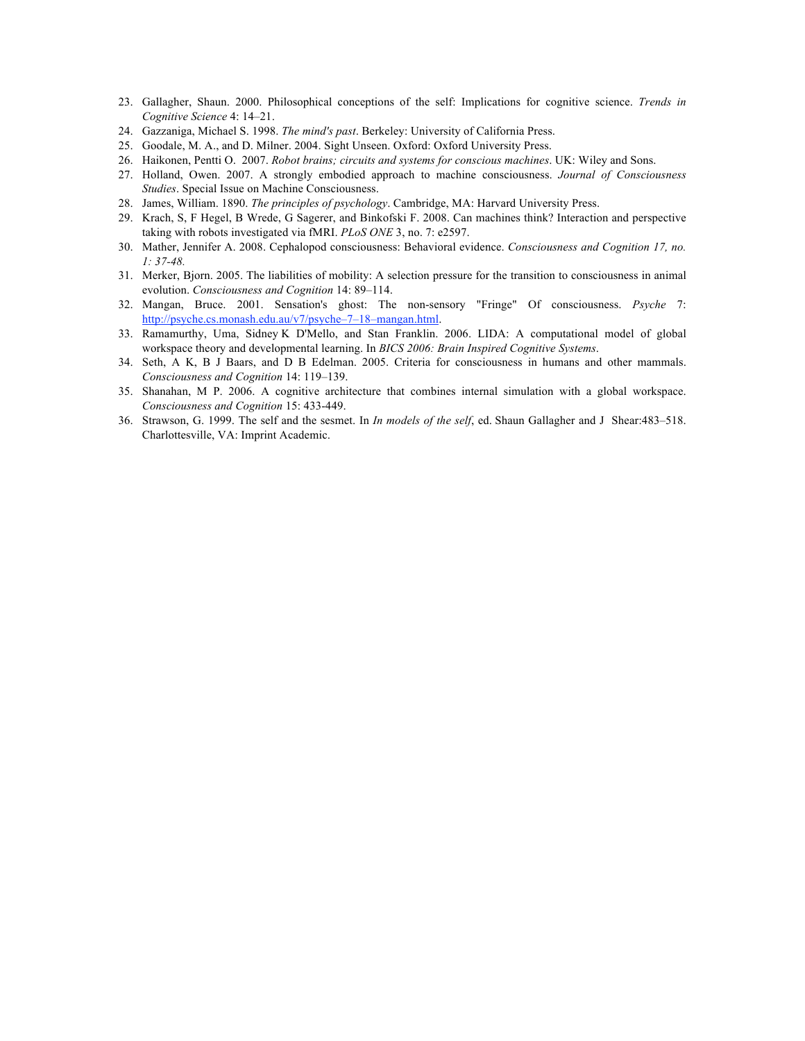23. Gallagher, Shaun. 2000. Philosophical conceptions of the self: Implications for cognitive science. *Trends in Cognitive Science* 4: 14–21.
24. Gazzaniga, Michael S. 1998. *The mind's past*. Berkeley: University of California Press.
25. Goodale, M. A., and D. Milner. 2004. Sight Unseen. Oxford: Oxford University Press.
26. Haikonen, Pentti O. 2007. *Robot brains; circuits and systems for conscious machines*. UK: Wiley and Sons.
27. Holland, Owen. 2007. A strongly embodied approach to machine consciousness. *Journal of Consciousness Studies*. Special Issue on Machine Consciousness.
28. James, William. 1890. *The principles of psychology*. Cambridge, MA: Harvard University Press.
29. Krach, S, F Hegel, B Wrede, G Sagerer, and Binkofski F. 2008. Can machines think? Interaction and perspective taking with robots investigated via fMRI. *PLoS ONE* 3, no. 7: e2597.
30. Mather, Jennifer A. 2008. Cephalopod consciousness: Behavioral evidence. *Consciousness and Cognition 17, no. 1: 37-48.*
31. Merker, Bjorn. 2005. The liabilities of mobility: A selection pressure for the transition to consciousness in animal evolution. *Consciousness and Cognition* 14: 89–114.
32. Mangan, Bruce. 2001. Sensation's ghost: The non-sensory "Fringe" Of consciousness. *Psyche* 7: http://psyche.cs.monash.edu.au/v7/psyche–7–18–mangan.html.
33. Ramamurthy, Uma, Sidney K D'Mello, and Stan Franklin. 2006. LIDA: A computational model of global workspace theory and developmental learning. In *BICS 2006: Brain Inspired Cognitive Systems*.
34. Seth, A K, B J Baars, and D B Edelman. 2005. Criteria for consciousness in humans and other mammals. *Consciousness and Cognition* 14: 119–139.
35. Shanahan, M P. 2006. A cognitive architecture that combines internal simulation with a global workspace. *Consciousness and Cognition* 15: 433-449.
36. Strawson, G. 1999. The self and the sesmet. In *In models of the self*, ed. Shaun Gallagher and J Shear:483–518. Charlottesville, VA: Imprint Academic.